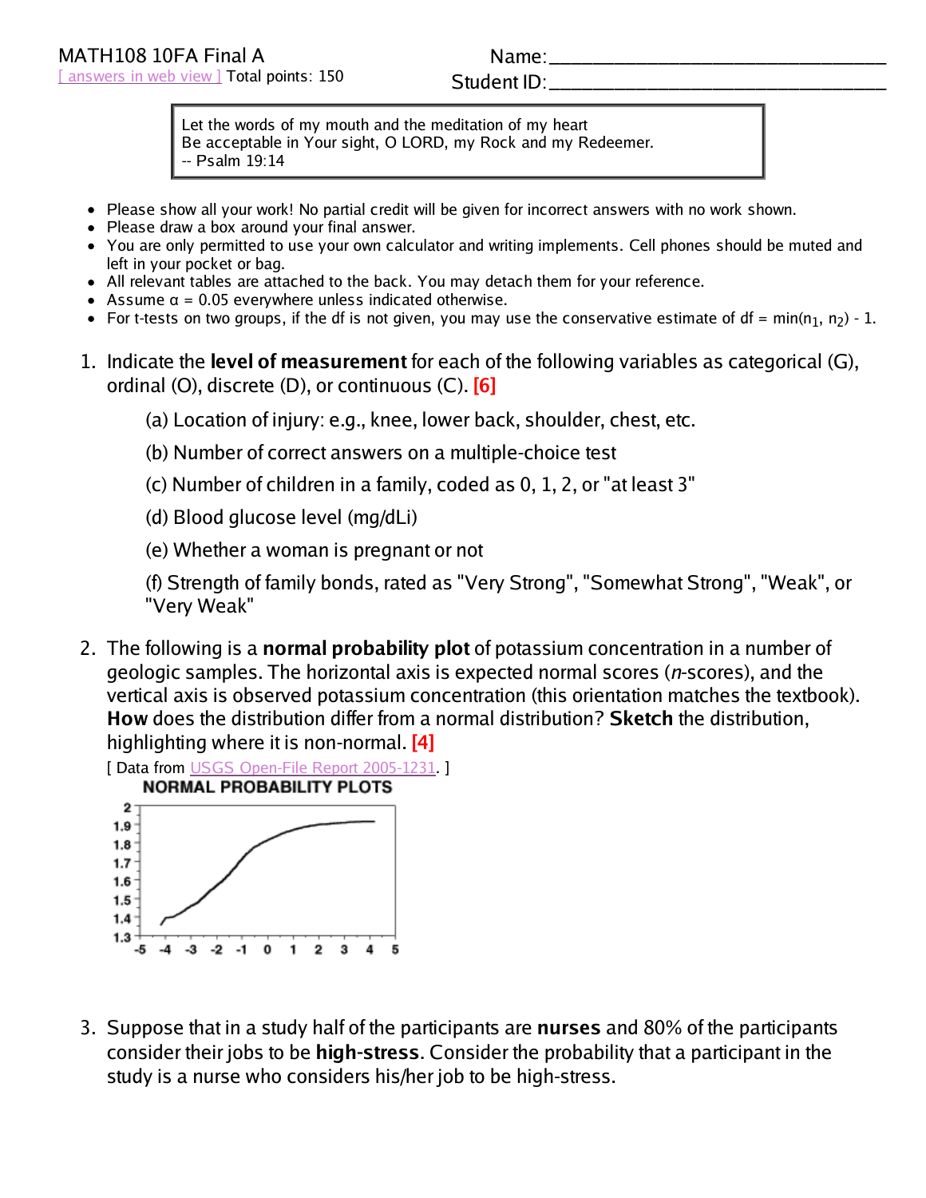MATH108 10FA Final A

[ answers in web view ] Total points: 150

Name:________________________________

Student ID:________________________________

> Let the words of my mouth and the meditation of my heart
> Be acceptable in Your sight, O LORD, my Rock and my Redeemer.
> -- Psalm 19:14

- Please show all your work! No partial credit will be given for incorrect answers with no work shown.
- Please draw a box around your final answer.
- You are only permitted to use your own calculator and writing implements. Cell phones should be muted and left in your pocket or bag.
- All relevant tables are attached to the back. You may detach them for your reference.
- Assume α = 0.05 everywhere unless indicated otherwise.
- For t-tests on two groups, if the df is not given, you may use the conservative estimate of df = min($n_1$, $n_2$) - 1.

1. Indicate the **level of measurement** for each of the following variables as categorical (G), ordinal (O), discrete (D), or continuous (C). **[6]**

   (a) Location of injury: e.g., knee, lower back, shoulder, chest, etc.

   (b) Number of correct answers on a multiple-choice test

   (c) Number of children in a family, coded as 0, 1, 2, or "at least 3"

   (d) Blood glucose level (mg/dLi)

   (e) Whether a woman is pregnant or not

   (f) Strength of family bonds, rated as "Very Strong", "Somewhat Strong", "Weak", or "Very Weak"

2. The following is a **normal probability plot** of potassium concentration in a number of geologic samples. The horizontal axis is expected normal scores (*n*-scores), and the vertical axis is observed potassium concentration (this orientation matches the textbook). **How** does the distribution differ from a normal distribution? **Sketch** the distribution, highlighting where it is non-normal. **[4]**

   [ Data from USGS Open-File Report 2005-1231. ]

   NORMAL PROBABILITY PLOTS

3. Suppose that in a study half of the participants are **nurses** and 80% of the participants consider their jobs to be **high-stress**. Consider the probability that a participant in the study is a nurse who considers his/her job to be high-stress.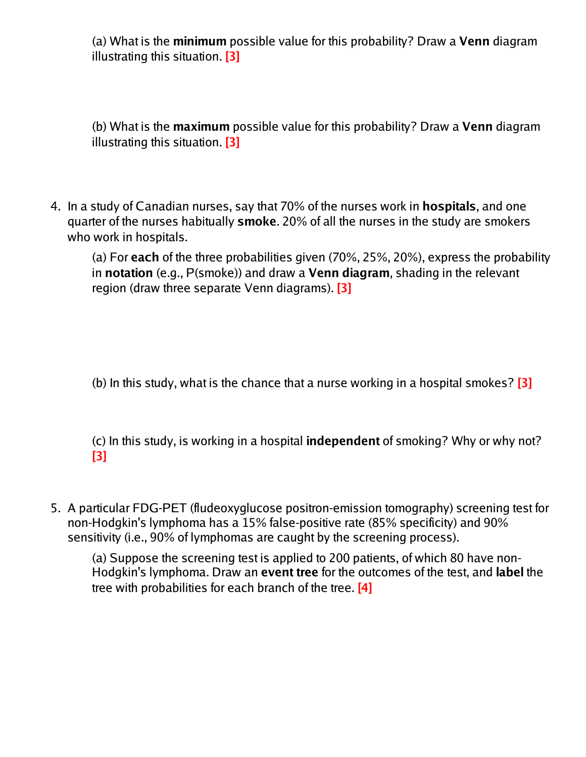(a) What is the **minimum** possible value for this probability? Draw a **Venn** diagram illustrating this situation. [3]

(b) What is the **maximum** possible value for this probability? Draw a **Venn** diagram illustrating this situation. [3]

4. In a study of Canadian nurses, say that 70% of the nurses work in **hospitals**, and one quarter of the nurses habitually **smoke**. 20% of all the nurses in the study are smokers who work in hospitals.

   (a) For **each** of the three probabilities given (70%, 25%, 20%), express the probability in **notation** (e.g., P(smoke)) and draw a **Venn diagram**, shading in the relevant region (draw three separate Venn diagrams). [3]

   (b) In this study, what is the chance that a nurse working in a hospital smokes? [3]

   (c) In this study, is working in a hospital **independent** of smoking? Why or why not? [3]

5. A particular FDG-PET (fludeoxyglucose positron-emission tomography) screening test for non-Hodgkin's lymphoma has a 15% false-positive rate (85% specificity) and 90% sensitivity (i.e., 90% of lymphomas are caught by the screening process).

   (a) Suppose the screening test is applied to 200 patients, of which 80 have non-Hodgkin's lymphoma. Draw an **event tree** for the outcomes of the test, and **label** the tree with probabilities for each branch of the tree. [4]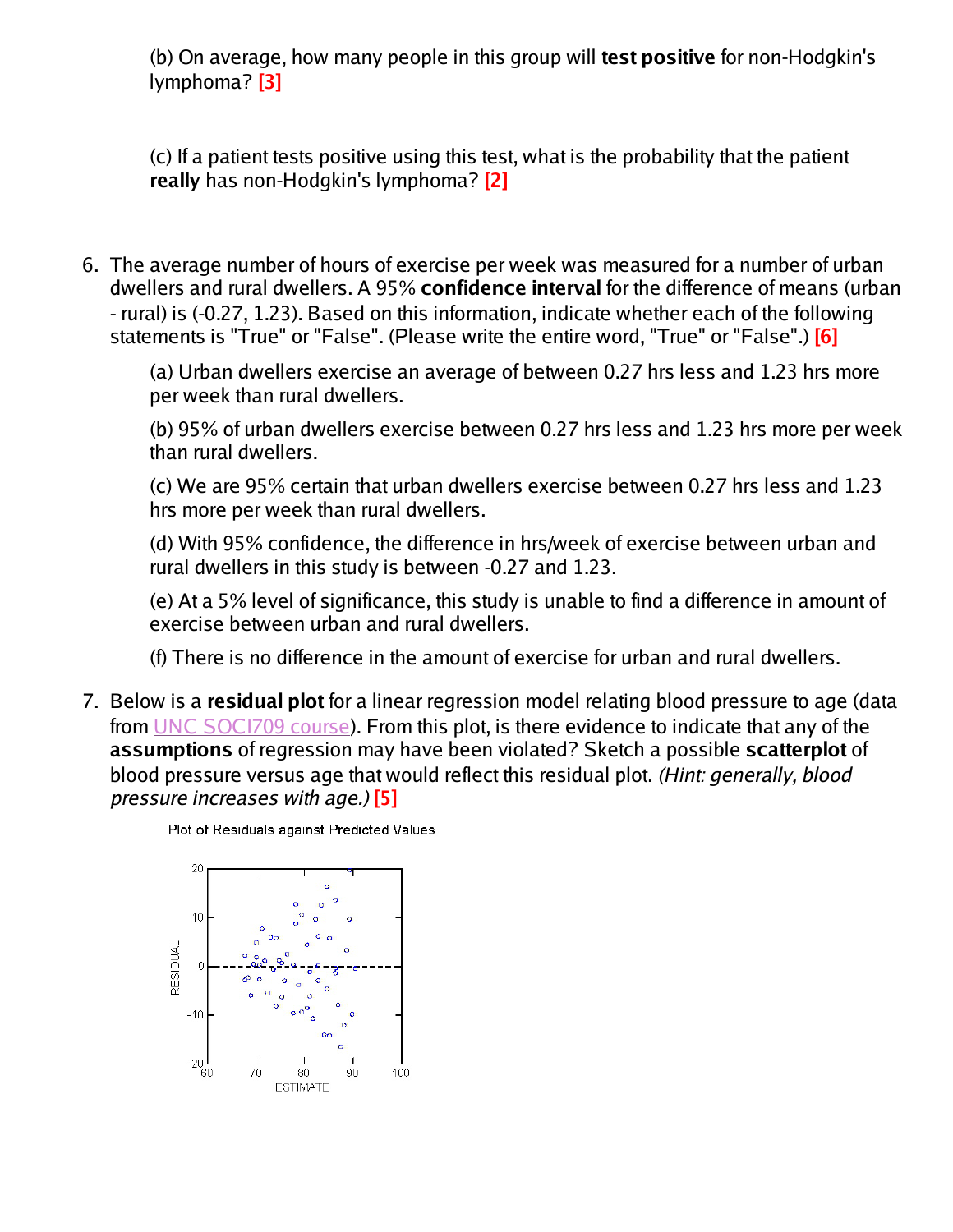(b) On average, how many people in this group will **test positive** for non-Hodgkin's lymphoma? **[3]**

(c) If a patient tests positive using this test, what is the probability that the patient **really** has non-Hodgkin's lymphoma? **[2]**

6. The average number of hours of exercise per week was measured for a number of urban dwellers and rural dwellers. A 95% **confidence interval** for the difference of means (urban - rural) is (-0.27, 1.23). Based on this information, indicate whether each of the following statements is "True" or "False". (Please write the entire word, "True" or "False".) **[6]**

   (a) Urban dwellers exercise an average of between 0.27 hrs less and 1.23 hrs more per week than rural dwellers.

   (b) 95% of urban dwellers exercise between 0.27 hrs less and 1.23 hrs more per week than rural dwellers.

   (c) We are 95% certain that urban dwellers exercise between 0.27 hrs less and 1.23 hrs more per week than rural dwellers.

   (d) With 95% confidence, the difference in hrs/week of exercise between urban and rural dwellers in this study is between -0.27 and 1.23.

   (e) At a 5% level of significance, this study is unable to find a difference in amount of exercise between urban and rural dwellers.

   (f) There is no difference in the amount of exercise for urban and rural dwellers.

7. Below is a **residual plot** for a linear regression model relating blood pressure to age (data from UNC SOCI709 course). From this plot, is there evidence to indicate that any of the **assumptions** of regression may have been violated? Sketch a possible **scatterplot** of blood pressure versus age that would reflect this residual plot. *(Hint: generally, blood pressure increases with age.)* **[5]**

Plot of Residuals against Predicted Values

RESIDUAL

ESTIMATE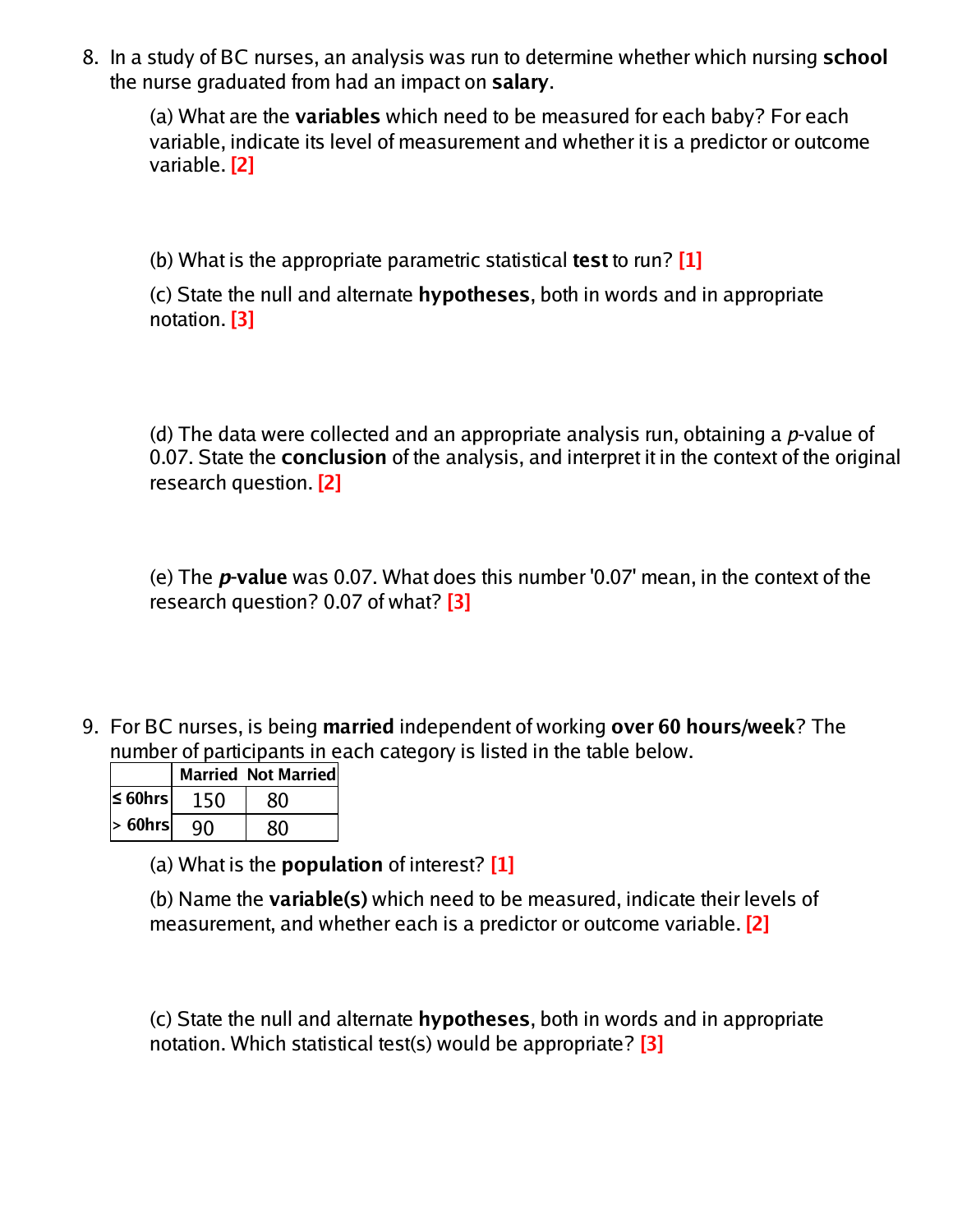8. In a study of BC nurses, an analysis was run to determine whether which nursing **school** the nurse graduated from had an impact on **salary**.

   (a) What are the **variables** which need to be measured for each baby? For each variable, indicate its level of measurement and whether it is a predictor or outcome variable. **[2]**

   (b) What is the appropriate parametric statistical **test** to run? **[1]**

   (c) State the null and alternate **hypotheses**, both in words and in appropriate notation. **[3]**

   (d) The data were collected and an appropriate analysis run, obtaining a *p*-value of 0.07. State the **conclusion** of the analysis, and interpret it in the context of the original research question. **[2]**

   (e) The ***p*-value** was 0.07. What does this number '0.07' mean, in the context of the research question? 0.07 of what? **[3]**

9. For BC nurses, is being **married** independent of working **over 60 hours/week**? The number of participants in each category is listed in the table below.

|  | Married | Not Married |
|---|---|---|
| ≤ 60hrs | 150 | 80 |
| > 60hrs | 90 | 80 |

   (a) What is the **population** of interest? **[1]**

   (b) Name the **variable(s)** which need to be measured, indicate their levels of measurement, and whether each is a predictor or outcome variable. **[2]**

   (c) State the null and alternate **hypotheses**, both in words and in appropriate notation. Which statistical test(s) would be appropriate? **[3]**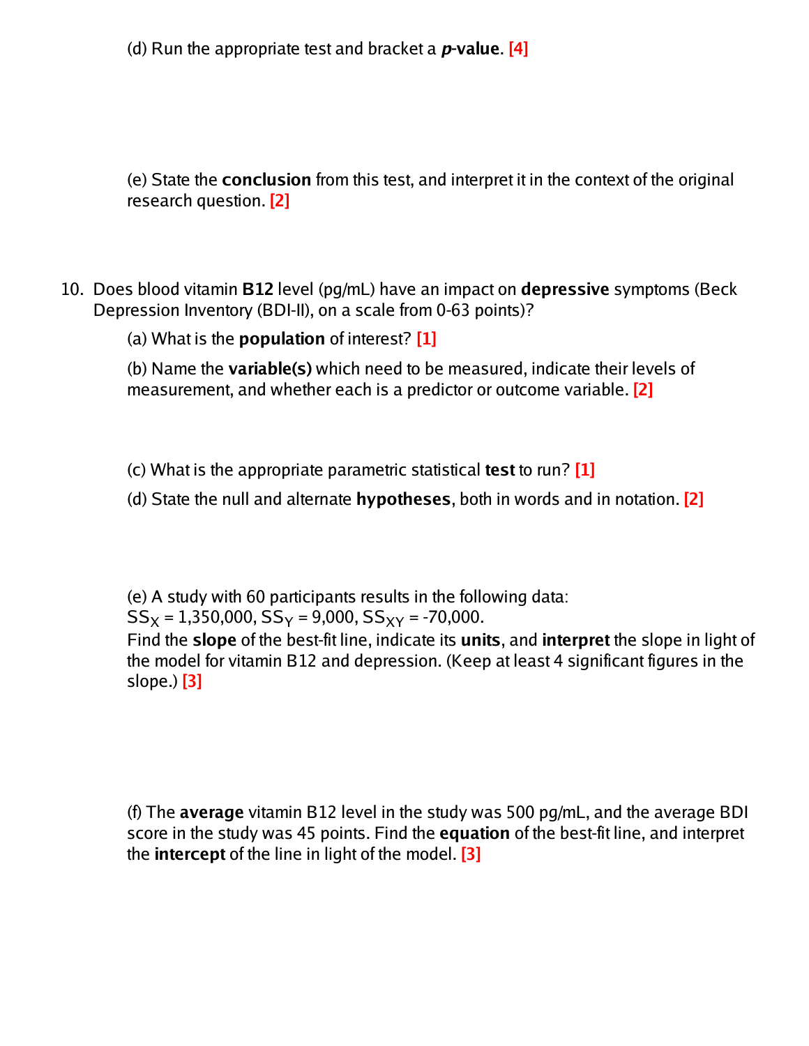(d) Run the appropriate test and bracket a ***p*-value**. [4]

(e) State the **conclusion** from this test, and interpret it in the context of the original research question. [2]

10. Does blood vitamin **B12** level (pg/mL) have an impact on **depressive** symptoms (Beck Depression Inventory (BDI-II), on a scale from 0-63 points)?

    (a) What is the **population** of interest? [1]

    (b) Name the **variable(s)** which need to be measured, indicate their levels of measurement, and whether each is a predictor or outcome variable. [2]

    (c) What is the appropriate parametric statistical **test** to run? [1]

    (d) State the null and alternate **hypotheses**, both in words and in notation. [2]

    (e) A study with 60 participants results in the following data:
    $SS_X = 1{,}350{,}000$, $SS_Y = 9{,}000$, $SS_{XY} = -70{,}000$.
    Find the **slope** of the best-fit line, indicate its **units**, and **interpret** the slope in light of the model for vitamin B12 and depression. (Keep at least 4 significant figures in the slope.) [3]

    (f) The **average** vitamin B12 level in the study was 500 pg/mL, and the average BDI score in the study was 45 points. Find the **equation** of the best-fit line, and interpret the **intercept** of the line in light of the model. [3]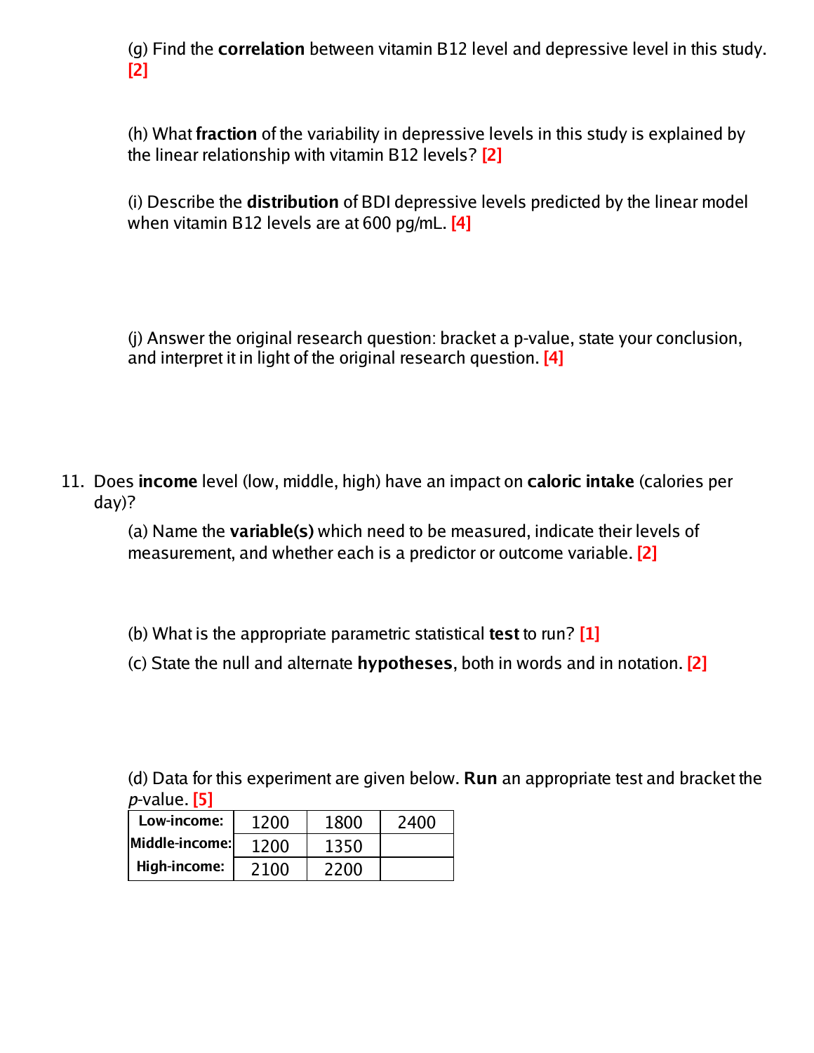(g) Find the **correlation** between vitamin B12 level and depressive level in this study. **[2]**

(h) What **fraction** of the variability in depressive levels in this study is explained by the linear relationship with vitamin B12 levels? **[2]**

(i) Describe the **distribution** of BDI depressive levels predicted by the linear model when vitamin B12 levels are at 600 pg/mL. **[4]**

(j) Answer the original research question: bracket a p-value, state your conclusion, and interpret it in light of the original research question. **[4]**

11. Does **income** level (low, middle, high) have an impact on **caloric intake** (calories per day)?

    (a) Name the **variable(s)** which need to be measured, indicate their levels of measurement, and whether each is a predictor or outcome variable. **[2]**

    (b) What is the appropriate parametric statistical **test** to run? **[1]**

    (c) State the null and alternate **hypotheses**, both in words and in notation. **[2]**

    (d) Data for this experiment are given below. **Run** an appropriate test and bracket the *p*-value. **[5]**

| | | | |
|---|---|---|---|
| **Low-income:** | 1200 | 1800 | 2400 |
| **Middle-income:** | 1200 | 1350 | |
| **High-income:** | 2100 | 2200 | |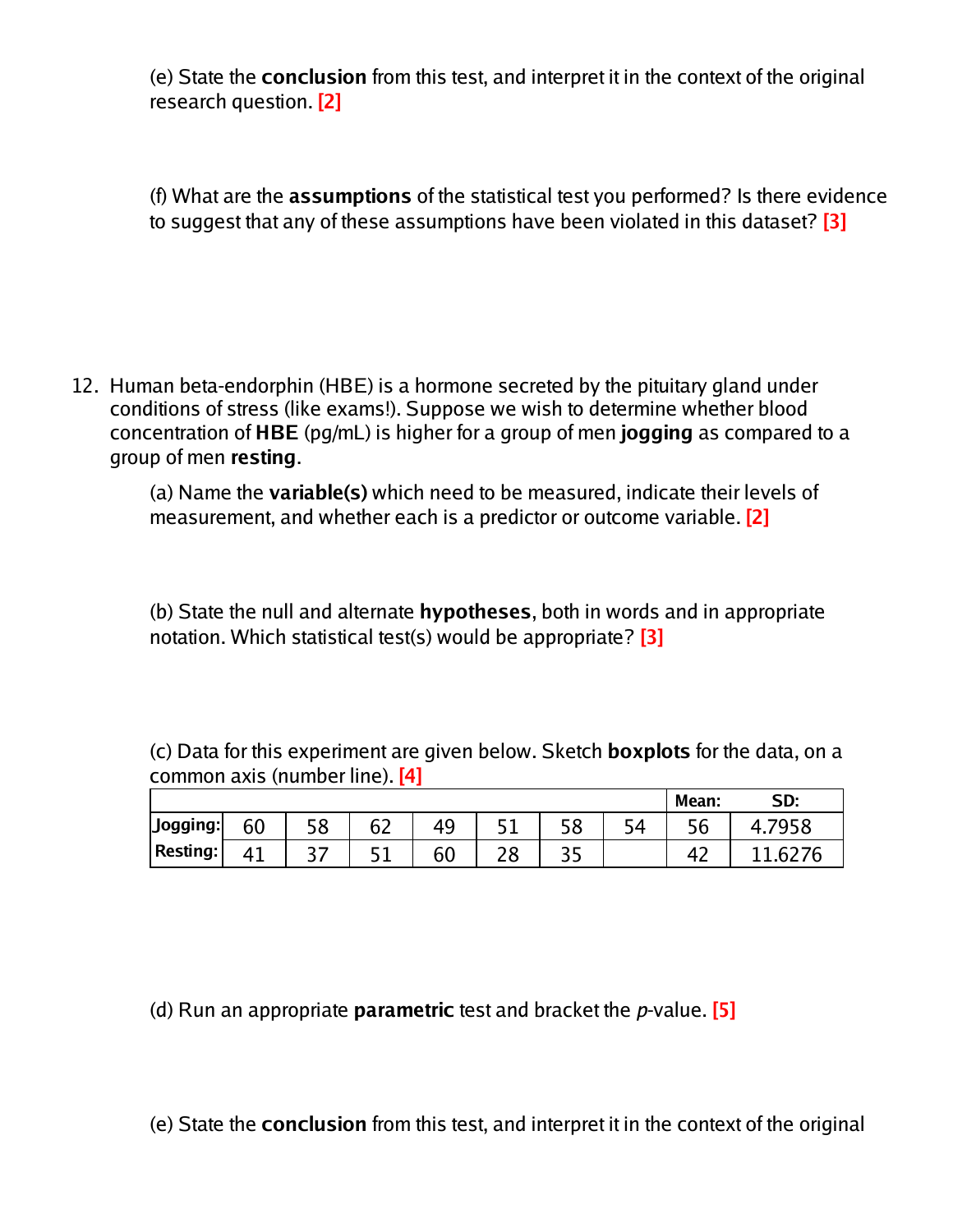(e) State the **conclusion** from this test, and interpret it in the context of the original research question. [2]

(f) What are the **assumptions** of the statistical test you performed? Is there evidence to suggest that any of these assumptions have been violated in this dataset? [3]

12. Human beta-endorphin (HBE) is a hormone secreted by the pituitary gland under conditions of stress (like exams!). Suppose we wish to determine whether blood concentration of **HBE** (pg/mL) is higher for a group of men **jogging** as compared to a group of men **resting**.

    (a) Name the **variable(s)** which need to be measured, indicate their levels of measurement, and whether each is a predictor or outcome variable. [2]

    (b) State the null and alternate **hypotheses**, both in words and in appropriate notation. Which statistical test(s) would be appropriate? [3]

    (c) Data for this experiment are given below. Sketch **boxplots** for the data, on a common axis (number line). [4]

| | | | | | | | | **Mean:** | **SD:** |
|---|---|---|---|---|---|---|---|---|---|
| **Jogging:** | 60 | 58 | 62 | 49 | 51 | 58 | 54 | 56 | 4.7958 |
| **Resting:** | 41 | 37 | 51 | 60 | 28 | 35 | | 42 | 11.6276 |

    (d) Run an appropriate **parametric** test and bracket the *p*-value. [5]

    (e) State the **conclusion** from this test, and interpret it in the context of the original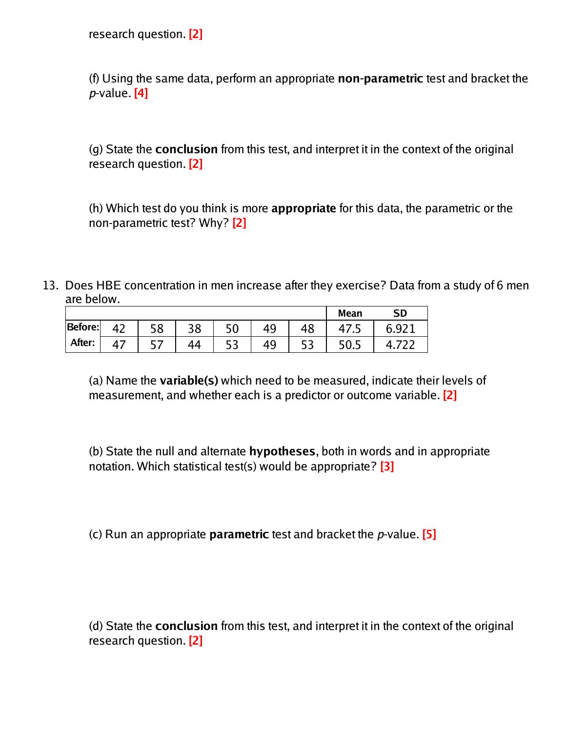research question. [2]

(f) Using the same data, perform an appropriate **non-parametric** test and bracket the *p*-value. [4]

(g) State the **conclusion** from this test, and interpret it in the context of the original research question. [2]

(h) Which test do you think is more **appropriate** for this data, the parametric or the non-parametric test? Why? [2]

13. Does HBE concentration in men increase after they exercise? Data from a study of 6 men are below.

| | | | | | | | Mean | SD |
|---|---|---|---|---|---|---|---|---|
| **Before:** | 42 | 58 | 38 | 50 | 49 | 48 | 47.5 | 6.921 |
| **After:** | 47 | 57 | 44 | 53 | 49 | 53 | 50.5 | 4.722 |

(a) Name the **variable(s)** which need to be measured, indicate their levels of measurement, and whether each is a predictor or outcome variable. [2]

(b) State the null and alternate **hypotheses**, both in words and in appropriate notation. Which statistical test(s) would be appropriate? [3]

(c) Run an appropriate **parametric** test and bracket the *p*-value. [5]

(d) State the **conclusion** from this test, and interpret it in the context of the original research question. [2]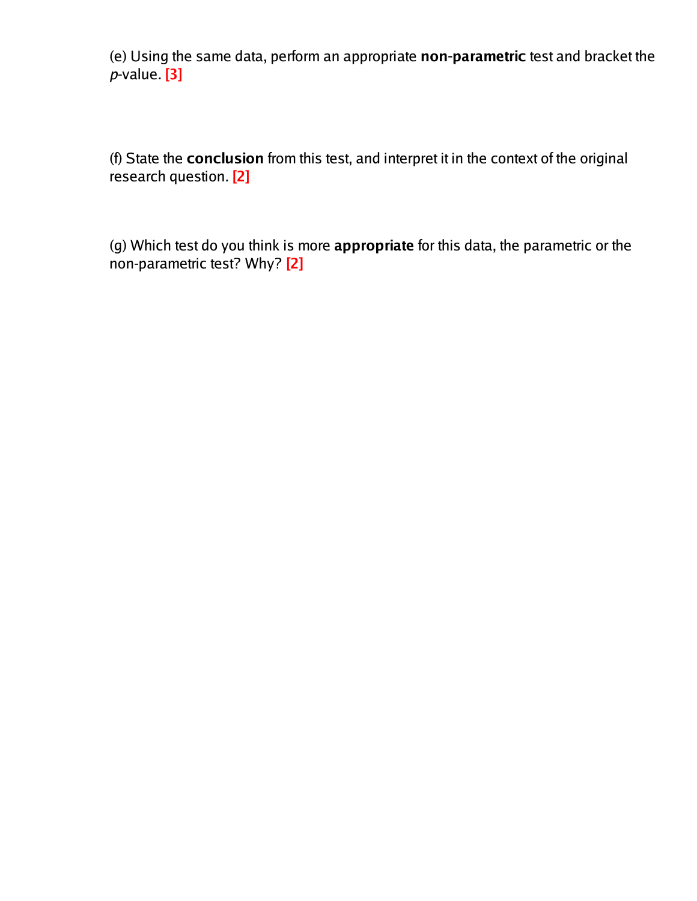(e) Using the same data, perform an appropriate **non-parametric** test and bracket the *p*-value. **[3]**

(f) State the **conclusion** from this test, and interpret it in the context of the original research question. **[2]**

(g) Which test do you think is more **appropriate** for this data, the parametric or the non-parametric test? Why? **[2]**